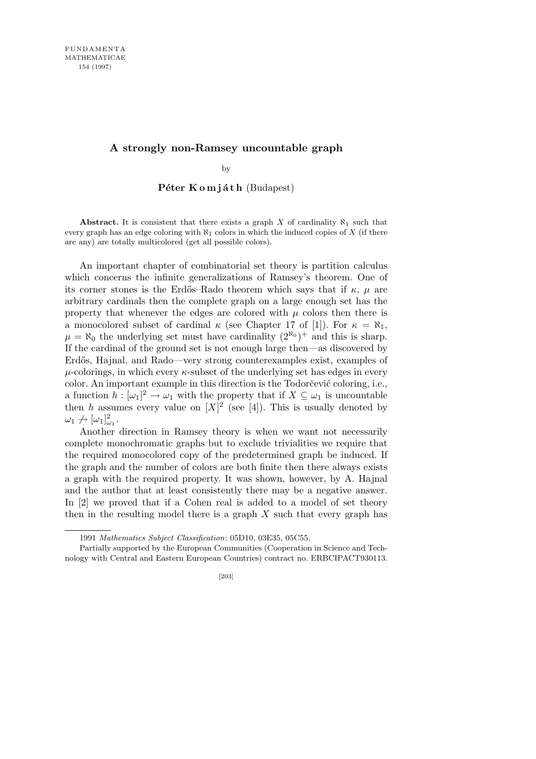# A strongly non-Ramsey uncountable graph

by

**Péter Komjáth** (Budapest)

**Abstract.** It is consistent that there exists a graph $X$ of cardinality $\aleph_1$ such that every graph has an edge coloring with $\aleph_1$ colors in which the induced copies of $X$ (if there are any) are totally multicolored (get all possible colors).

An important chapter of combinatorial set theory is partition calculus which concerns the infinite generalizations of Ramsey's theorem. One of its corner stones is the Erdős–Rado theorem which says that if $\kappa$, $\mu$ are arbitrary cardinals then the complete graph on a large enough set has the property that whenever the edges are colored with $\mu$ colors then there is a monocolored subset of cardinal $\kappa$ (see Chapter 17 of [1]). For $\kappa = \aleph_1$, $\mu = \aleph_0$ the underlying set must have cardinality $(2^{\aleph_0})^+$ and this is sharp. If the cardinal of the ground set is not enough large then—as discovered by Erdős, Hajnal, and Rado—very strong counterexamples exist, examples of $\mu$-colorings, in which every $\kappa$-subset of the underlying set has edges in every color. An important example in this direction is the Todorčević coloring, i.e., a function $h : [\omega_1]^2 \to \omega_1$ with the property that if $X \subseteq \omega_1$ is uncountable then $h$ assumes every value on $[X]^2$ (see [4]). This is usually denoted by $\omega_1 \not\to [\omega_1]^2_{\omega_1}$.

Another direction in Ramsey theory is when we want not necessarily complete monochromatic graphs but to exclude trivialities we require that the required monocolored copy of the predetermined graph be induced. If the graph and the number of colors are both finite then there always exists a graph with the required property. It was shown, however, by A. Hajnal and the author that at least consistently there may be a negative answer. In [2] we proved that if a Cohen real is added to a model of set theory then in the resulting model there is a graph $X$ such that every graph has

---

1991 *Mathematics Subject Classification*: 05D10, 03E35, 05C55.

Partially supported by the European Communities (Cooperation in Science and Technology with Central and Eastern European Countries) contract no. ERBCIPACT930113.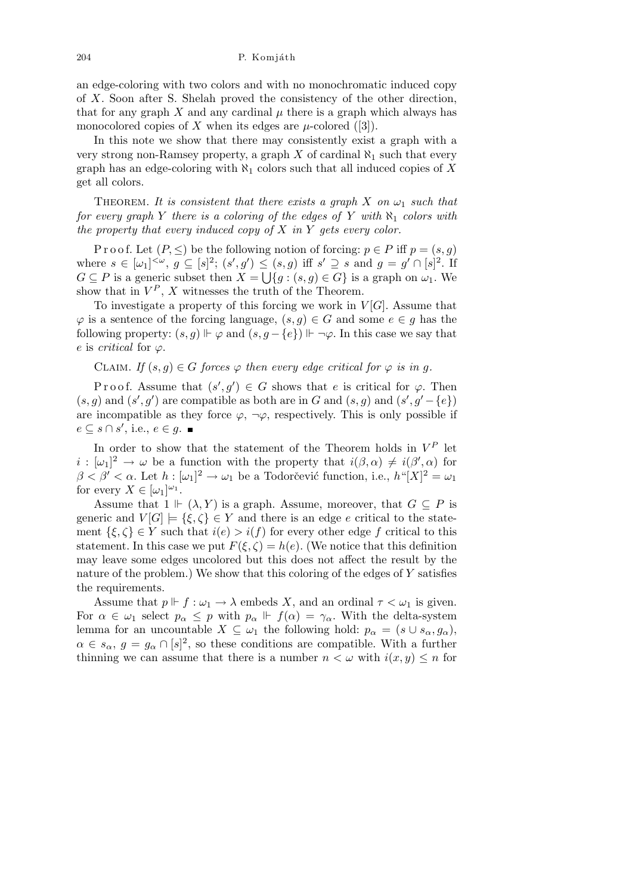an edge-coloring with two colors and with no monochromatic induced copy of $X$. Soon after S. Shelah proved the consistency of the other direction, that for any graph $X$ and any cardinal $\mu$ there is a graph which always has monocolored copies of $X$ when its edges are $\mu$-colored ([3]).

In this note we show that there may consistently exist a graph with a very strong non-Ramsey property, a graph $X$ of cardinal $\aleph_1$ such that every graph has an edge-coloring with $\aleph_1$ colors such that all induced copies of $X$ get all colors.

Theorem. *It is consistent that there exists a graph $X$ on $\omega_1$ such that for every graph $Y$ there is a coloring of the edges of $Y$ with $\aleph_1$ colors with the property that every induced copy of $X$ in $Y$ gets every color.*

Proof. Let $(P, \leq)$ be the following notion of forcing: $p \in P$ iff $p = (s, g)$ where $s \in [\omega_1]^{<\omega}$, $g \subseteq [s]^2$; $(s', g') \leq (s, g)$ iff $s' \supseteq s$ and $g = g' \cap [s]^2$. If $G \subseteq P$ is a generic subset then $X = \bigcup\{g : (s, g) \in G\}$ is a graph on $\omega_1$. We show that in $V^P$, $X$ witnesses the truth of the Theorem.

To investigate a property of this forcing we work in $V[G]$. Assume that $\varphi$ is a sentence of the forcing language, $(s, g) \in G$ and some $e \in g$ has the following property: $(s, g) \Vdash \varphi$ and $(s, g - \{e\}) \Vdash \neg\varphi$. In this case we say that $e$ is *critical* for $\varphi$.

Claim. *If $(s, g) \in G$ forces $\varphi$ then every edge critical for $\varphi$ is in $g$.*

Proof. Assume that $(s', g') \in G$ shows that $e$ is critical for $\varphi$. Then $(s, g)$ and $(s', g')$ are compatible as both are in $G$ and $(s, g)$ and $(s', g' - \{e\})$ are incompatible as they force $\varphi$, $\neg\varphi$, respectively. This is only possible if $e \subseteq s \cap s'$, i.e., $e \in g$. ∎

In order to show that the statement of the Theorem holds in $V^P$ let $i : [\omega_1]^2 \to \omega$ be a function with the property that $i(\beta, \alpha) \neq i(\beta', \alpha)$ for $\beta < \beta' < \alpha$. Let $h : [\omega_1]^2 \to \omega_1$ be a Todorčević function, i.e., $h``[X]^2 = \omega_1$ for every $X \in [\omega_1]^{\omega_1}$.

Assume that $1 \Vdash (\lambda, Y)$ is a graph. Assume, moreover, that $G \subseteq P$ is generic and $V[G] \models \{\xi, \zeta\} \in Y$ and there is an edge $e$ critical to the statement $\{\xi, \zeta\} \in Y$ such that $i(e) > i(f)$ for every other edge $f$ critical to this statement. In this case we put $F(\xi, \zeta) = h(e)$. (We notice that this definition may leave some edges uncolored but this does not affect the result by the nature of the problem.) We show that this coloring of the edges of $Y$ satisfies the requirements.

Assume that $p \Vdash f : \omega_1 \to \lambda$ embeds $X$, and an ordinal $\tau < \omega_1$ is given. For $\alpha \in \omega_1$ select $p_\alpha \leq p$ with $p_\alpha \Vdash f(\alpha) = \gamma_\alpha$. With the delta-system lemma for an uncountable $X \subseteq \omega_1$ the following hold: $p_\alpha = (s \cup s_\alpha, g_\alpha)$, $\alpha \in s_\alpha$, $g = g_\alpha \cap [s]^2$, so these conditions are compatible. With a further thinning we can assume that there is a number $n < \omega$ with $i(x, y) \leq n$ for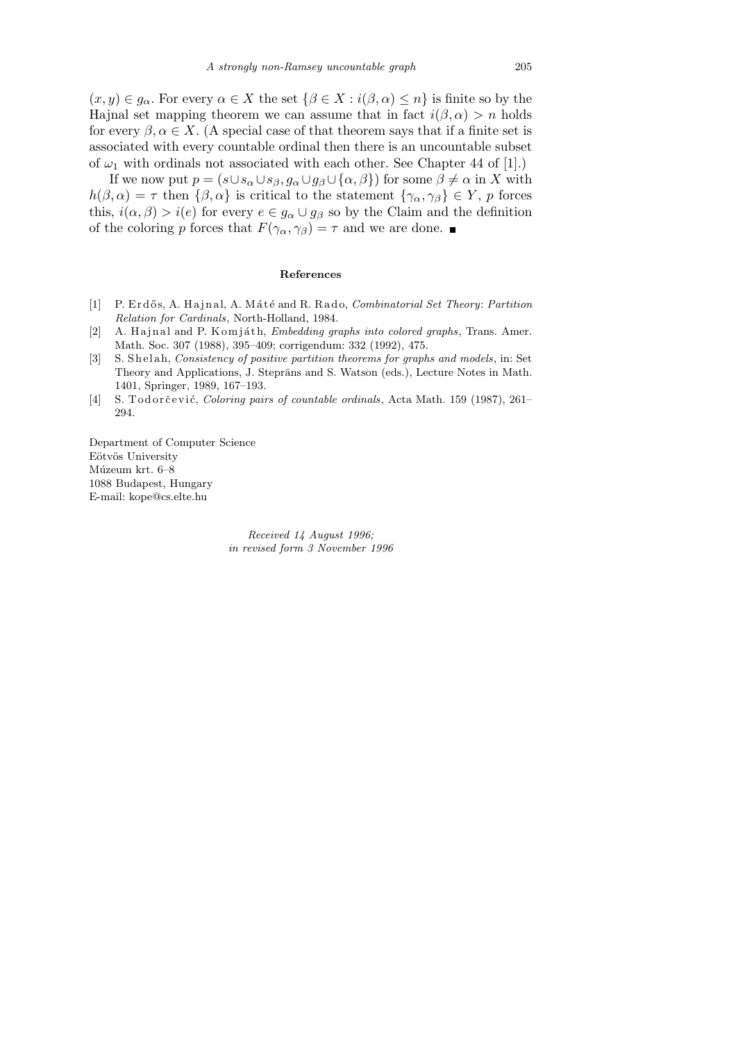$(x, y) \in g_\alpha$. For every $\alpha \in X$ the set $\{\beta \in X : i(\beta, \alpha) \leq n\}$ is finite so by the Hajnal set mapping theorem we can assume that in fact $i(\beta, \alpha) > n$ holds for every $\beta, \alpha \in X$. (A special case of that theorem says that if a finite set is associated with every countable ordinal then there is an uncountable subset of $\omega_1$ with ordinals not associated with each other. See Chapter 44 of [1].)

If we now put $p = (s \cup s_\alpha \cup s_\beta, g_\alpha \cup g_\beta \cup \{\alpha, \beta\})$ for some $\beta \neq \alpha$ in $X$ with $h(\beta, \alpha) = \tau$ then $\{\beta, \alpha\}$ is critical to the statement $\{\gamma_\alpha, \gamma_\beta\} \in Y$, $p$ forces this, $i(\alpha, \beta) > i(e)$ for every $e \in g_\alpha \cup g_\beta$ so by the Claim and the definition of the coloring $p$ forces that $F(\gamma_\alpha, \gamma_\beta) = \tau$ and we are done. ■

## References

[1] P. Erdős, A. Hajnal, A. Máté and R. Rado, *Combinatorial Set Theory: Partition Relation for Cardinals*, North-Holland, 1984.

[2] A. Hajnal and P. Komjáth, *Embedding graphs into colored graphs*, Trans. Amer. Math. Soc. 307 (1988), 395–409; corrigendum: 332 (1992), 475.

[3] S. Shelah, *Consistency of positive partition theorems for graphs and models*, in: Set Theory and Applications, J. Steprāns and S. Watson (eds.), Lecture Notes in Math. 1401, Springer, 1989, 167–193.

[4] S. Todorčević, *Coloring pairs of countable ordinals*, Acta Math. 159 (1987), 261–294.

Department of Computer Science
Eötvös University
Múzeum krt. 6–8
1088 Budapest, Hungary
E-mail: kope@cs.elte.hu

*Received 14 August 1996;*
*in revised form 3 November 1996*